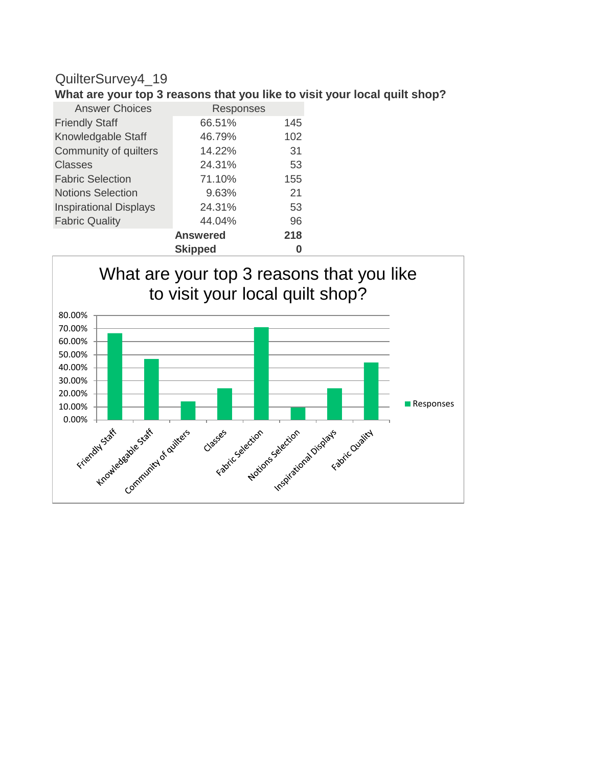# QuilterSurvey4_19

**What are your top 3 reasons that you like to visit your local quilt shop?**

| Answer Choices | Responses | |
|---|---|---|
| Friendly Staff | 66.51% | 145 |
| Knowledgable Staff | 46.79% | 102 |
| Community of quilters | 14.22% | 31 |
| Classes | 24.31% | 53 |
| Fabric Selection | 71.10% | 155 |
| Notions Selection | 9.63% | 21 |
| Inspirational Displays | 24.31% | 53 |
| Fabric Quality | 44.04% | 96 |
| | **Answered** | **218** |
| | **Skipped** | **0** |

What are your top 3 reasons that you like to visit your local quilt shop?

| Answer Choices | Responses |
|---|---|
| Friendly Staff | 66.51% |
| Knowledgable Staff | 46.79% |
| Community of quilters | 14.22% |
| Classes | 24.31% |
| Fabric Selection | 71.10% |
| Notions Selection | 9.63% |
| Inspirational Displays | 24.31% |
| Fabric Quality | 44.04% |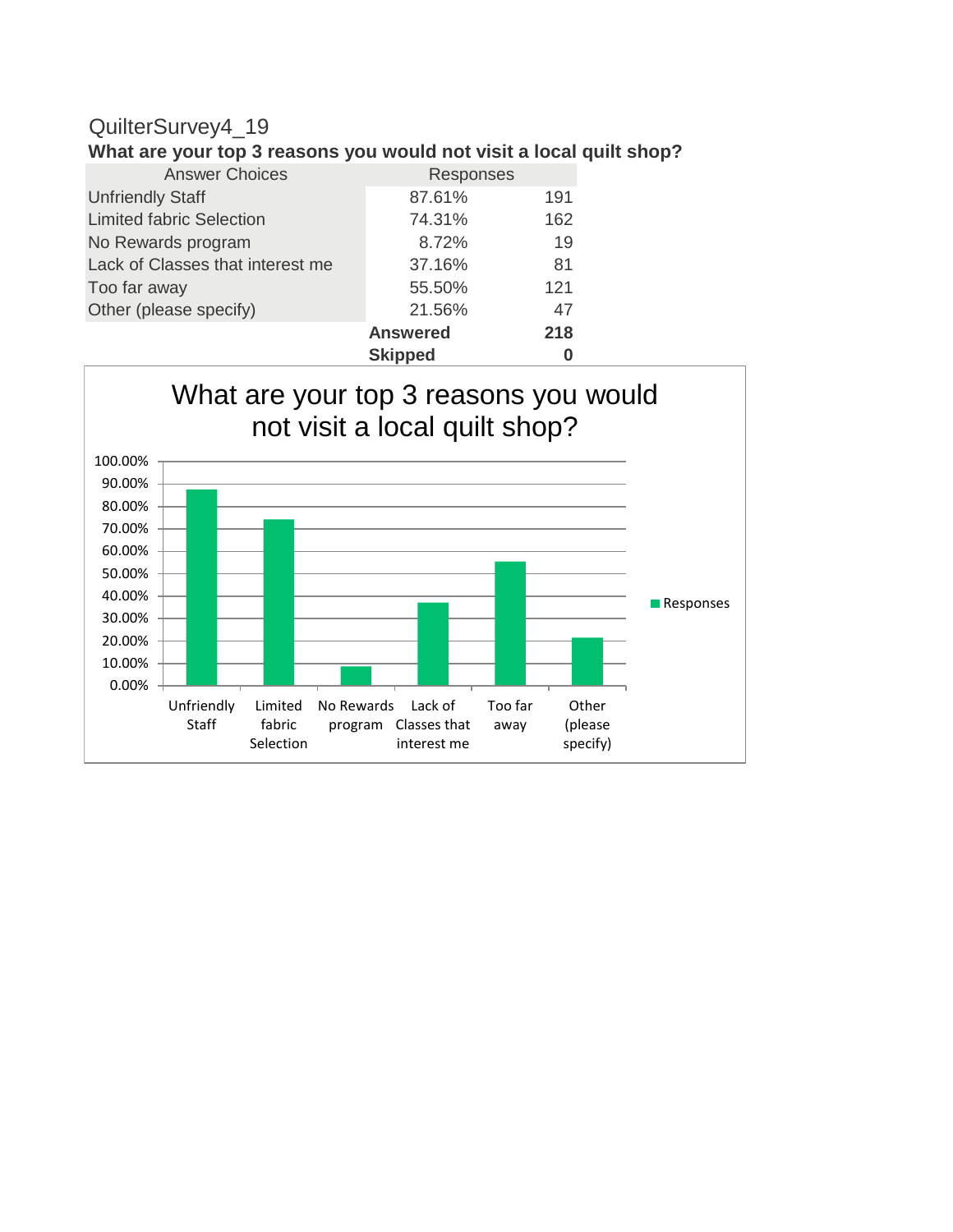QuilterSurvey4_19

**What are your top 3 reasons you would not visit a local quilt shop?**

| Answer Choices | Responses | |
|---|---|---|
| Unfriendly Staff | 87.61% | 191 |
| Limited fabric Selection | 74.31% | 162 |
| No Rewards program | 8.72% | 19 |
| Lack of Classes that interest me | 37.16% | 81 |
| Too far away | 55.50% | 121 |
| Other (please specify) | 21.56% | 47 |
| | **Answered** | **218** |
| | **Skipped** | **0** |

What are your top 3 reasons you would not visit a local quilt shop?

| Category | Responses |
|---|---|
| Unfriendly Staff | 87.61% |
| Limited fabric Selection | 74.31% |
| No Rewards program | 8.72% |
| Lack of Classes that interest me | 37.16% |
| Too far away | 55.50% |
| Other (please specify) | 21.56% |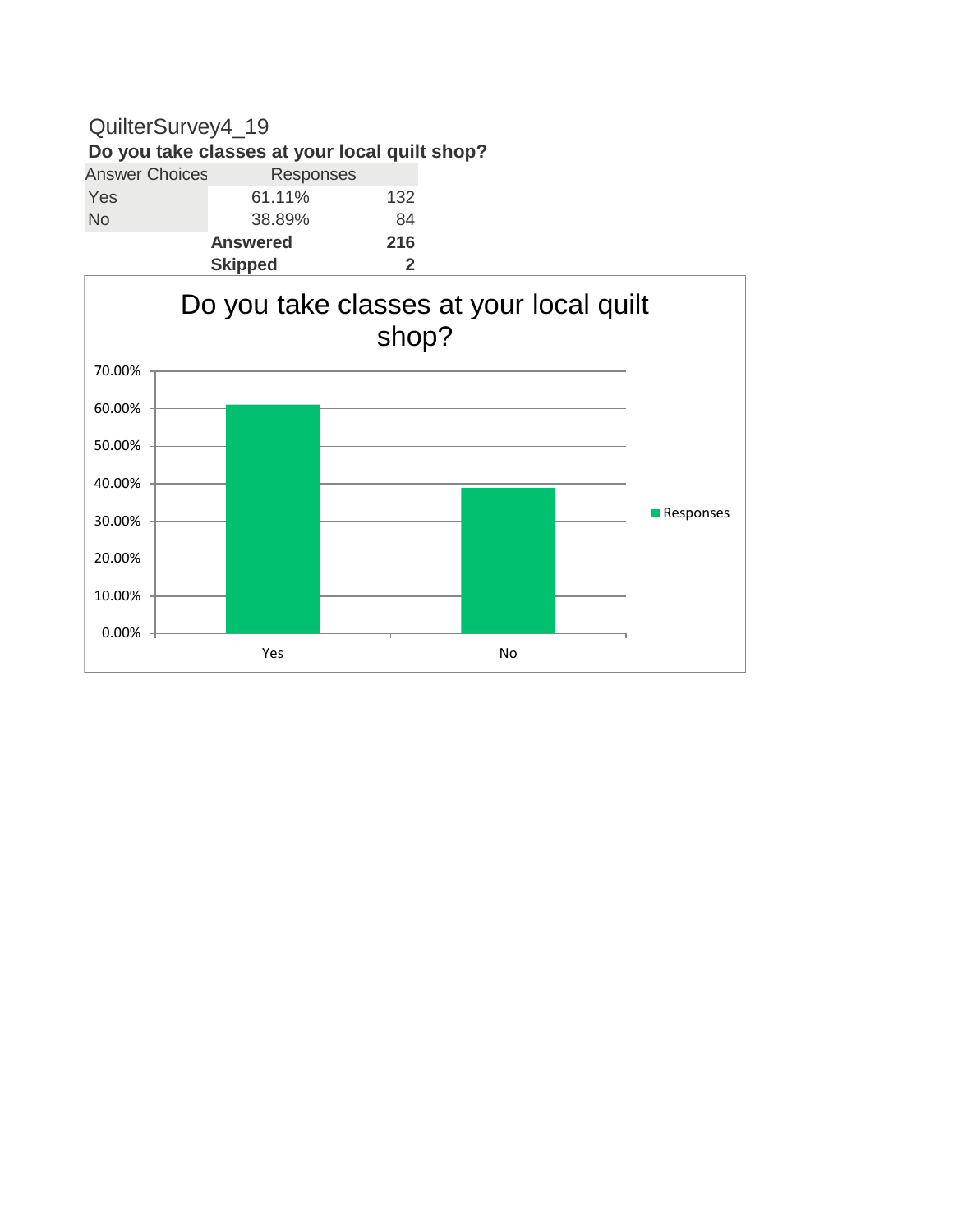QuilterSurvey4_19

**Do you take classes at your local quilt shop?**

| Answer Choices | Responses | |
|---|---|---|
| Yes | 61.11% | 132 |
| No | 38.89% | 84 |
| | **Answered** | **216** |
| | **Skipped** | **2** |

Do you take classes at your local quilt shop?

| | Responses |
|---|---|
| Yes | 61.11% |
| No | 38.89% |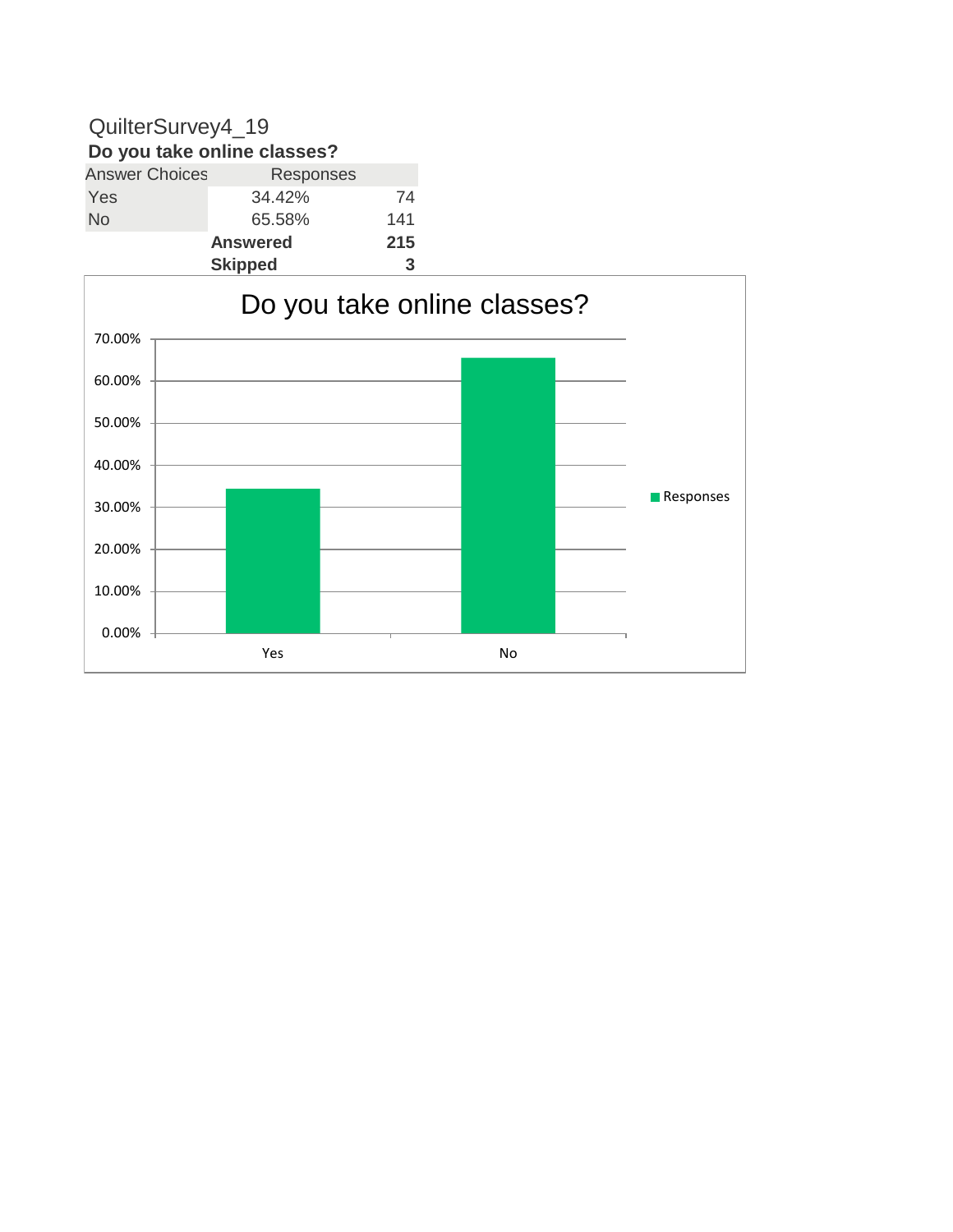QuilterSurvey4_19

**Do you take online classes?**

| Answer Choices | Responses | |
|---|---|---|
| Yes | 34.42% | 74 |
| No | 65.58% | 141 |
| | **Answered** | **215** |
| | **Skipped** | **3** |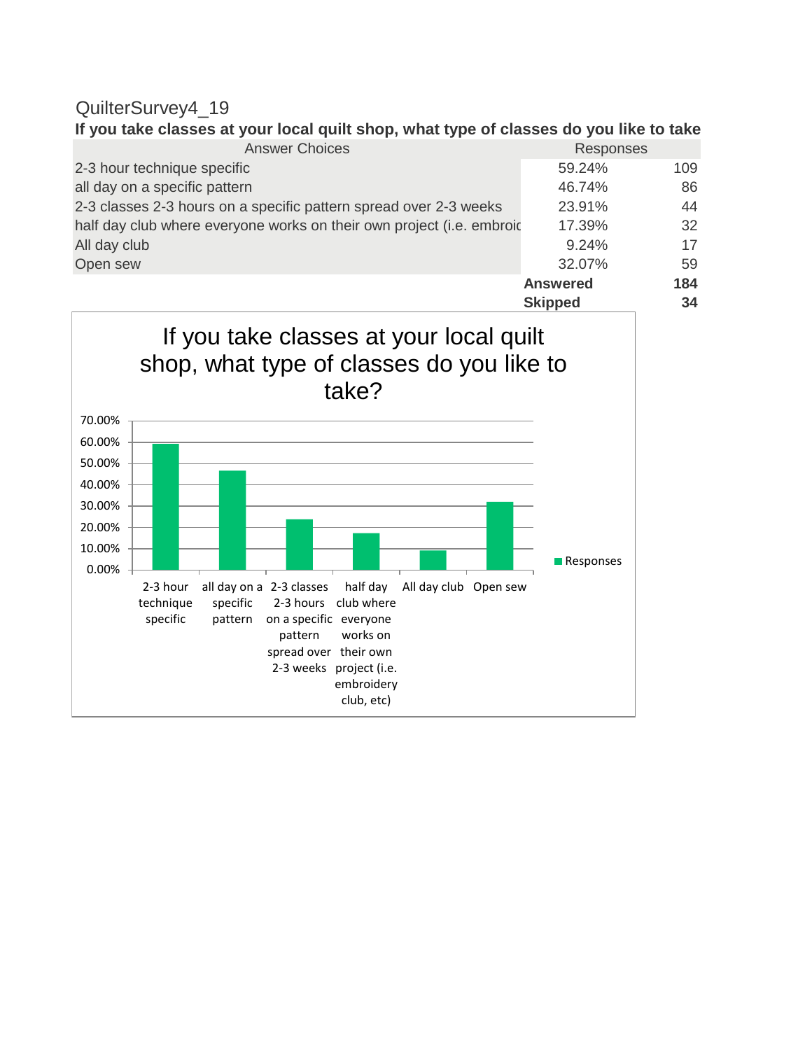QuilterSurvey4_19

**If you take classes at your local quilt shop, what type of classes do you like to take**

| Answer Choices | Responses | |
|---|---|---|
| 2-3 hour technique specific | 59.24% | 109 |
| all day on a specific pattern | 46.74% | 86 |
| 2-3 classes 2-3 hours on a specific pattern spread over 2-3 weeks | 23.91% | 44 |
| half day club where everyone works on their own project (i.e. embroid | 17.39% | 32 |
| All day club | 9.24% | 17 |
| Open sew | 32.07% | 59 |
| | **Answered** | **184** |
| | **Skipped** | **34** |

If you take classes at your local quilt shop, what type of classes do you like to take?

| Answer Choices | Responses |
|---|---|
| 2-3 hour technique specific | 59.24% |
| all day on a specific pattern | 46.74% |
| 2-3 classes 2-3 hours on a specific pattern spread over 2-3 weeks | 23.91% |
| half day club where everyone works on their own project (i.e. embroidery club, etc) | 17.39% |
| All day club | 9.24% |
| Open sew | 32.07% |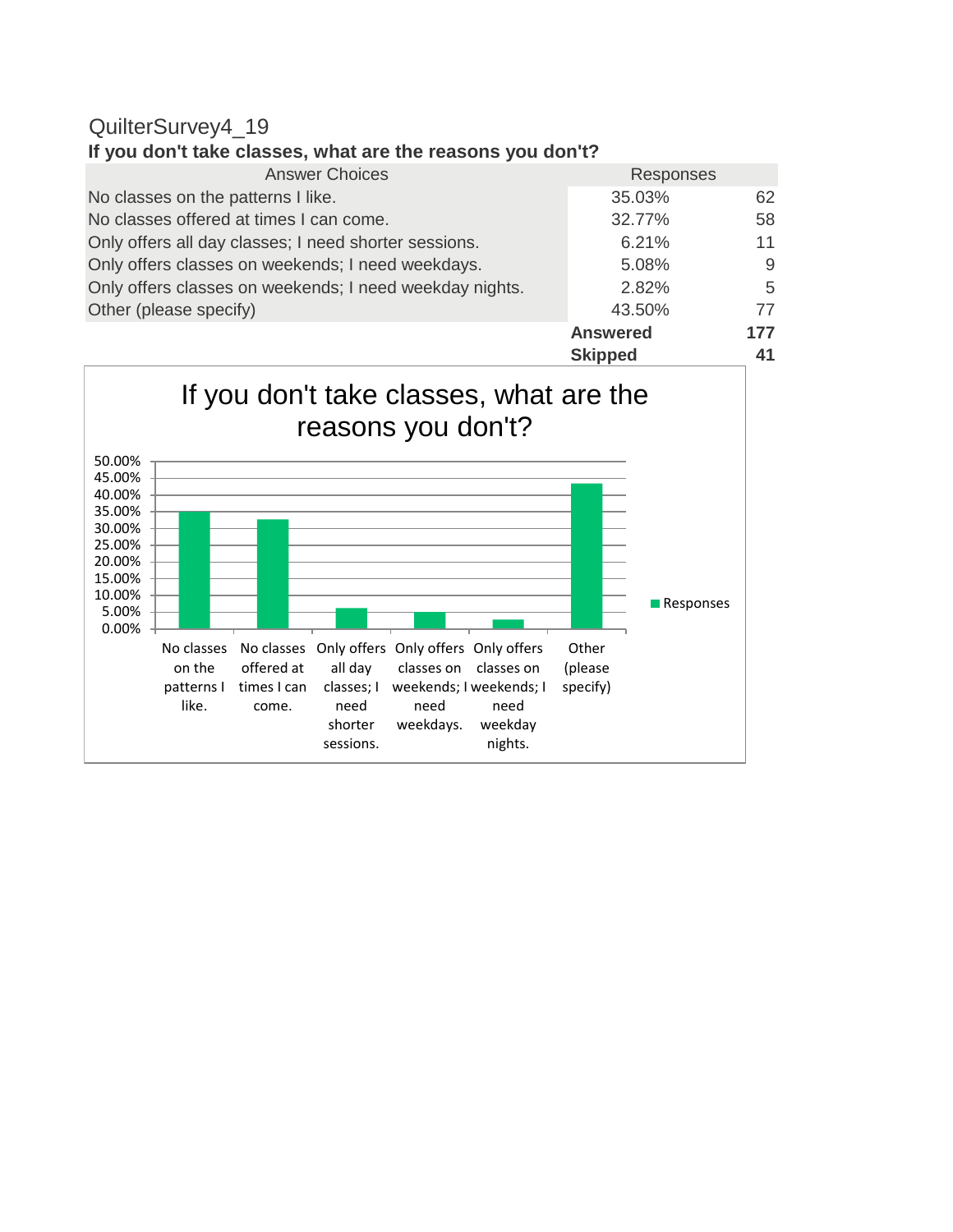QuilterSurvey4_19

**If you don't take classes, what are the reasons you don't?**

| Answer Choices | Responses | |
|---|---|---|
| No classes on the patterns I like. | 35.03% | 62 |
| No classes offered at times I can come. | 32.77% | 58 |
| Only offers all day classes; I need shorter sessions. | 6.21% | 11 |
| Only offers classes on weekends; I need weekdays. | 5.08% | 9 |
| Only offers classes on weekends; I need weekday nights. | 2.82% | 5 |
| Other (please specify) | 43.50% | 77 |
| | **Answered** | **177** |
| | **Skipped** | **41** |

If you don't take classes, what are the reasons you don't?

| Answer Choice | Responses |
|---|---|
| No classes on the patterns I like. | 35.03% |
| No classes offered at times I can come. | 32.77% |
| Only offers all day classes; I need shorter sessions. | 6.21% |
| Only offers classes on weekends; I need weekdays. | 5.08% |
| Only offers classes on weekends; I need weekday nights. | 2.82% |
| Other (please specify) | 43.50% |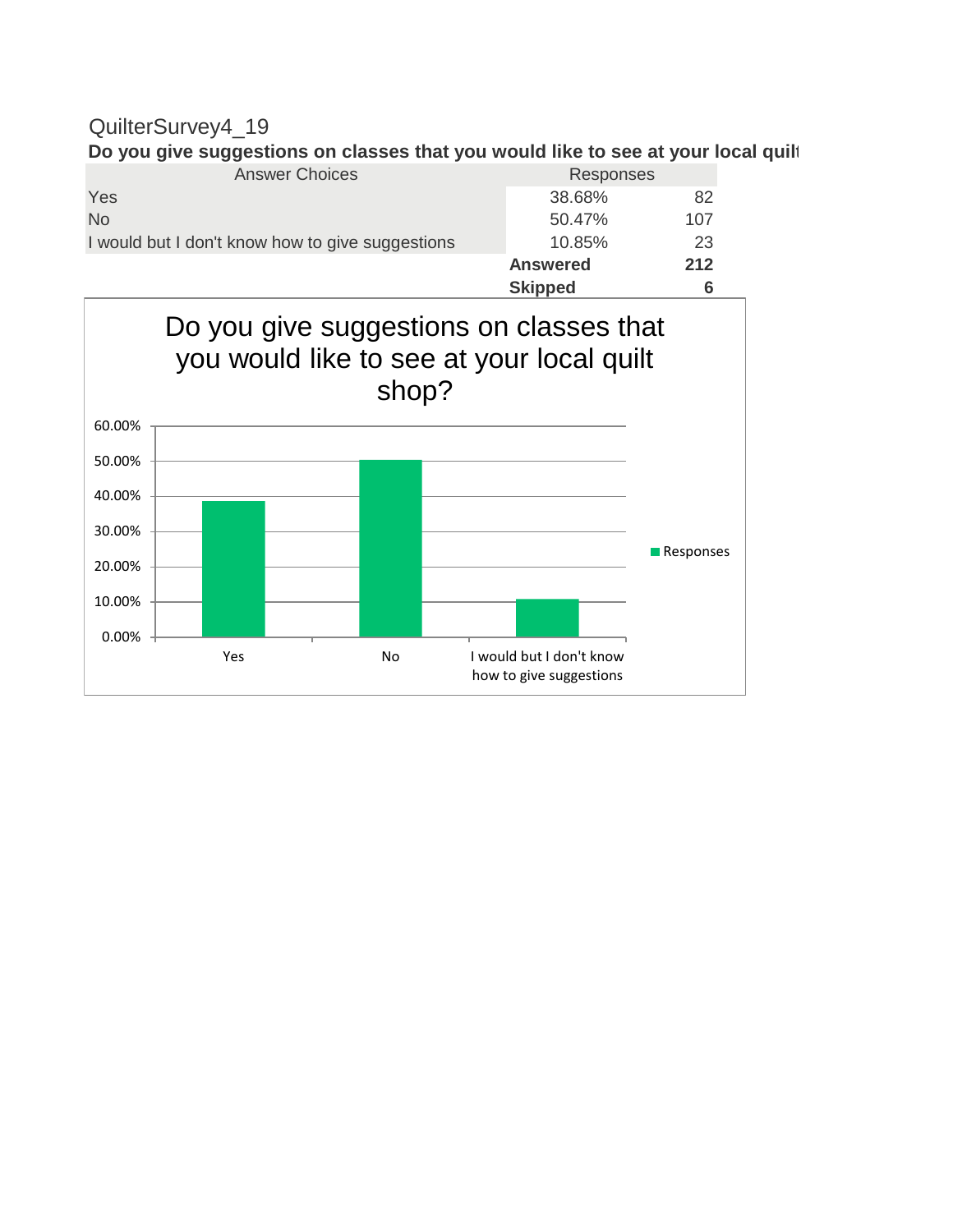QuilterSurvey4_19

**Do you give suggestions on classes that you would like to see at your local quilt**

| Answer Choices | Responses | |
|---|---|---|
| Yes | 38.68% | 82 |
| No | 50.47% | 107 |
| I would but I don't know how to give suggestions | 10.85% | 23 |
| | **Answered** | **212** |
| | **Skipped** | **6** |

Do you give suggestions on classes that you would like to see at your local quilt shop?

| Answer Choice | Responses |
|---|---|
| Yes | 38.68% |
| No | 50.47% |
| I would but I don't know how to give suggestions | 10.85% |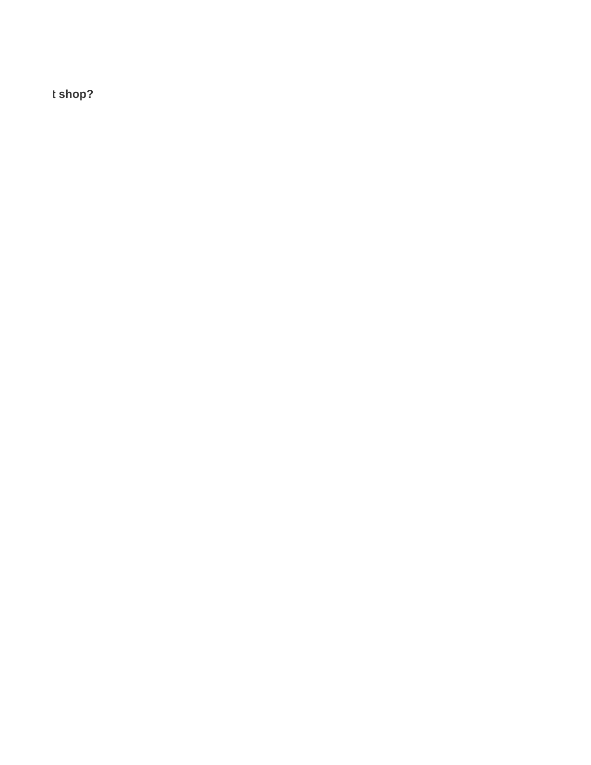**t shop?**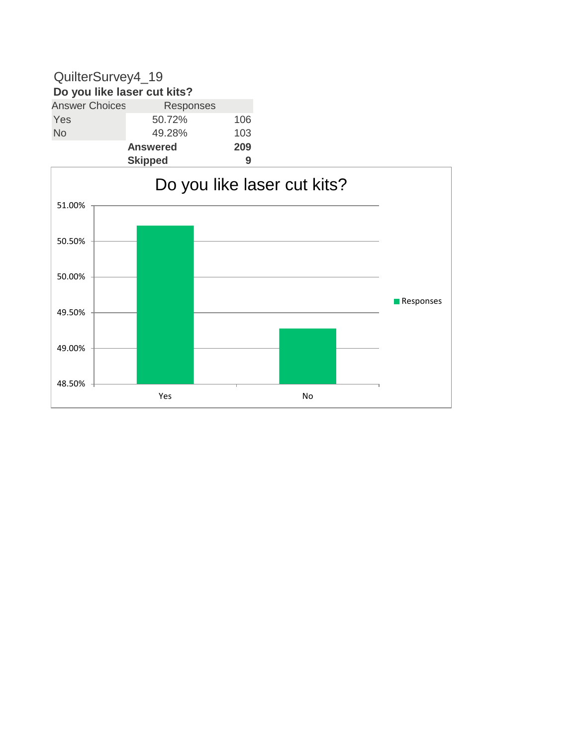QuilterSurvey4_19

**Do you like laser cut kits?**

| Answer Choices | Responses | |
|---|---|---|
| Yes | 50.72% | 106 |
| No | 49.28% | 103 |
| | **Answered** | **209** |
| | **Skipped** | **9** |

Do you like laser cut kits?

| | Responses |
|---|---|
| Yes | 50.72% |
| No | 49.28% |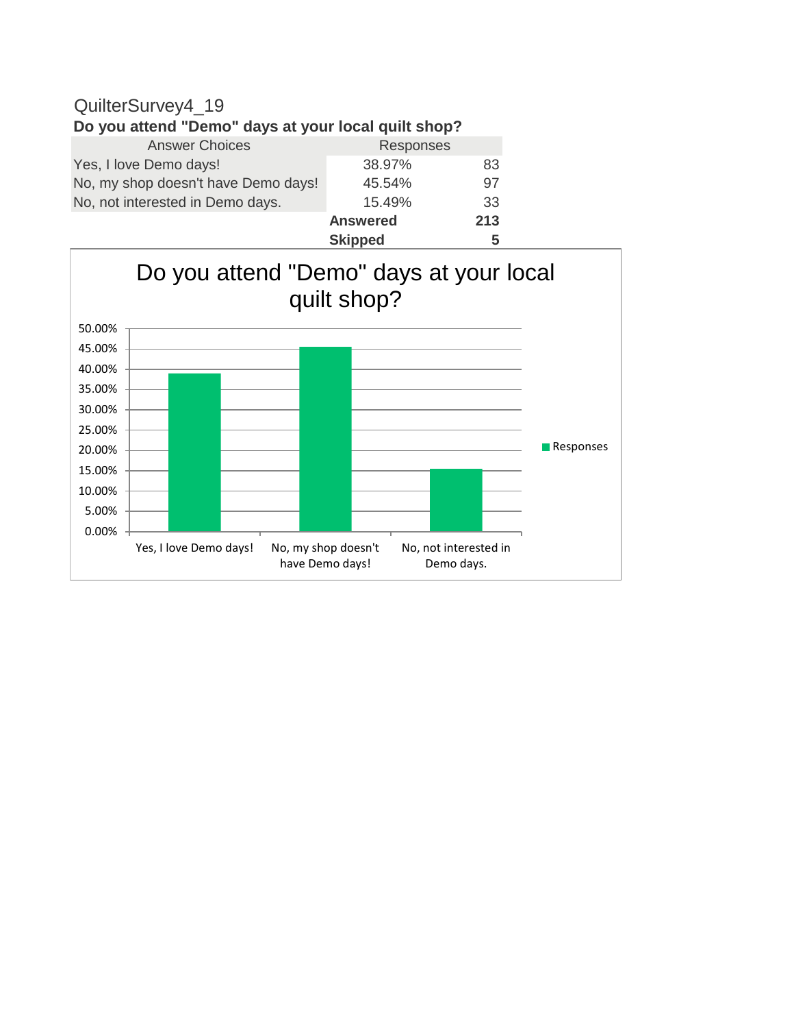QuilterSurvey4_19

**Do you attend "Demo" days at your local quilt shop?**

| Answer Choices | Responses | |
|---|---|---|
| Yes, I love Demo days! | 38.97% | 83 |
| No, my shop doesn't have Demo days! | 45.54% | 97 |
| No, not interested in Demo days. | 15.49% | 33 |
| | **Answered** | **213** |
| | **Skipped** | **5** |

Do you attend "Demo" days at your local quilt shop?

50.00%
45.00%
40.00%
35.00%
30.00%
25.00%
20.00%
15.00%
10.00%
5.00%
0.00%

Yes, I love Demo days!
No, my shop doesn't have Demo days!
No, not interested in Demo days.

Responses